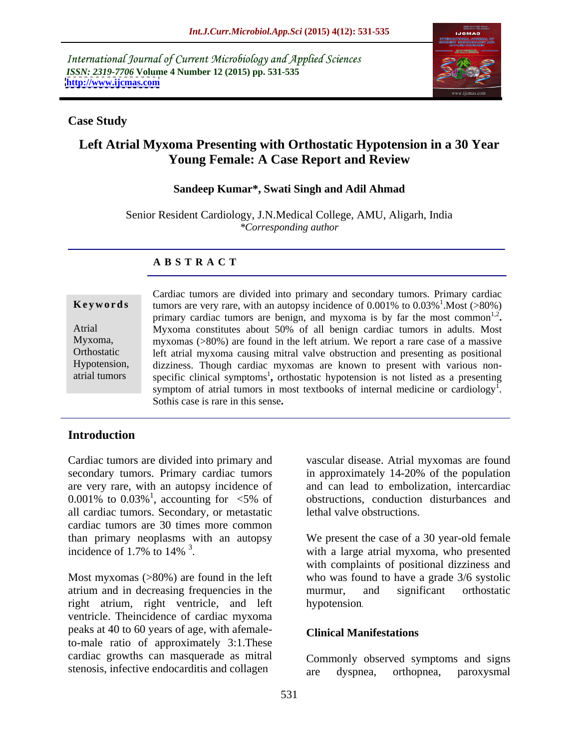International Journal of Current Microbiology and Applied Sciences
*ISSN: 2319-7706* **Volume 4 Number 12 (2015) pp. 531-535**
**http://www.ijcmas.com**

**Case Study**

# Left Atrial Myxoma Presenting with Orthostatic Hypotension in a 30 Year Young Female: A Case Report and Review

**Sandeep Kumar\*, Swati Singh and Adil Ahmad**

Senior Resident Cardiology, J.N.Medical College, AMU, Aligarh, India
*\*Corresponding author*

## A B S T R A C T

**Keywords**

Atrial Myxoma, Orthostatic Hypotension, atrial tumors

Cardiac tumors are divided into primary and secondary tumors. Primary cardiac tumors are very rare, with an autopsy incidence of 0.001% to 0.03%[1].Most (>80%) primary cardiac tumors are benign, and myxoma is by far the most common[1,2]**.** Myxoma constitutes about 50% of all benign cardiac tumors in adults. Most myxomas (>80%) are found in the left atrium. We report a rare case of a massive left atrial myxoma causing mitral valve obstruction and presenting as positional dizziness. Though cardiac myxomas are known to present with various non-specific clinical symptoms[1]**,** orthostatic hypotension is not listed as a presenting symptom of atrial tumors in most textbooks of internal medicine or cardiology[1]. Sothis case is rare in this sense**.**

## Introduction

Cardiac tumors are divided into primary and secondary tumors. Primary cardiac tumors are very rare, with an autopsy incidence of 0.001% to 0.03%[1], accounting for <5% of all cardiac tumors. Secondary, or metastatic cardiac tumors are 30 times more common than primary neoplasms with an autopsy incidence of 1.7% to 14% [3].

Most myxomas (>80%) are found in the left atrium and in decreasing frequencies in the right atrium, right ventricle, and left ventricle. Theincidence of cardiac myxoma peaks at 40 to 60 years of age, with afemale-to-male ratio of approximately 3:1.These cardiac growths can masquerade as mitral stenosis, infective endocarditis and collagen vascular disease. Atrial myxomas are found in approximately 14-20% of the population and can lead to embolization, intercardiac obstructions, conduction disturbances and lethal valve obstructions.

We present the case of a 30 year-old female with a large atrial myxoma, who presented with complaints of positional dizziness and who was found to have a grade 3/6 systolic murmur, and significant orthostatic hypotension.

## Clinical Manifestations

Commonly observed symptoms and signs are dyspnea, orthopnea, paroxysmal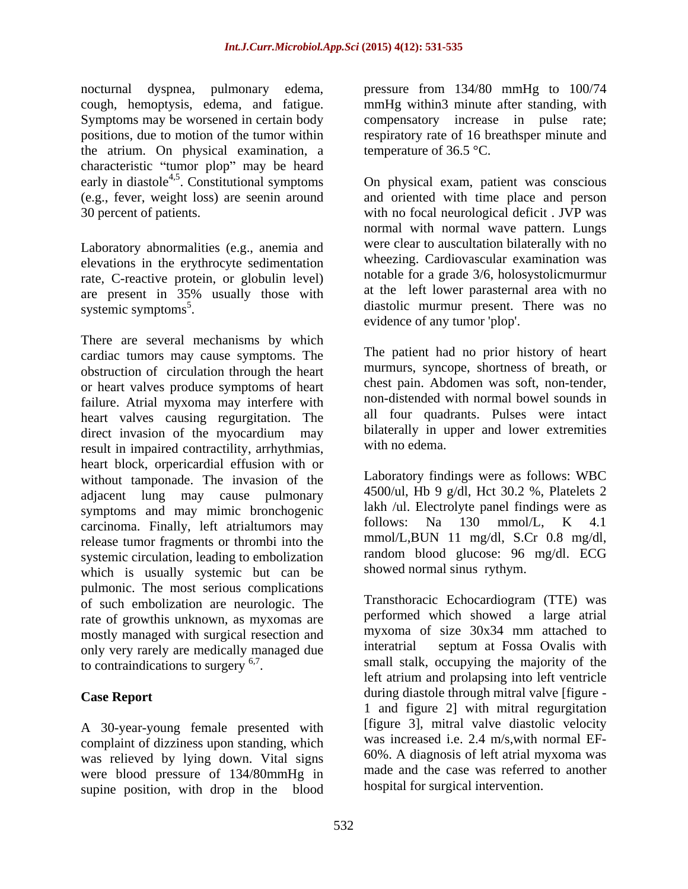nocturnal dyspnea, pulmonary edema, cough, hemoptysis, edema, and fatigue. Symptoms may be worsened in certain body positions, due to motion of the tumor within the atrium. On physical examination, a characteristic "tumor plop" may be heard early in diastole[4,5]. Constitutional symptoms (e.g., fever, weight loss) are seenin around 30 percent of patients.

Laboratory abnormalities (e.g., anemia and elevations in the erythrocyte sedimentation rate, C-reactive protein, or globulin level) are present in 35% usually those with systemic symptoms[5].

There are several mechanisms by which cardiac tumors may cause symptoms. The obstruction of circulation through the heart or heart valves produce symptoms of heart failure. Atrial myxoma may interfere with heart valves causing regurgitation. The direct invasion of the myocardium may result in impaired contractility, arrhythmias, heart block, orpericardial effusion with or without tamponade. The invasion of the adjacent lung may cause pulmonary symptoms and may mimic bronchogenic carcinoma. Finally, left atrialtumors may release tumor fragments or thrombi into the systemic circulation, leading to embolization which is usually systemic but can be pulmonic. The most serious complications of such embolization are neurologic. The rate of growthis unknown, as myxomas are mostly managed with surgical resection and only very rarely are medically managed due to contraindications to surgery [6,7].

## Case Report

A 30-year-young female presented with complaint of dizziness upon standing, which was relieved by lying down. Vital signs were blood pressure of 134/80mmHg in supine position, with drop in the blood pressure from 134/80 mmHg to 100/74 mmHg within3 minute after standing, with compensatory increase in pulse rate; respiratory rate of 16 breathsper minute and temperature of 36.5 °C.

On physical exam, patient was conscious and oriented with time place and person with no focal neurological deficit . JVP was normal with normal wave pattern. Lungs were clear to auscultation bilaterally with no wheezing. Cardiovascular examination was notable for a grade 3/6, holosystolicmurmur at the left lower parasternal area with no diastolic murmur present. There was no evidence of any tumor 'plop'.

The patient had no prior history of heart murmurs, syncope, shortness of breath, or chest pain. Abdomen was soft, non-tender, non-distended with normal bowel sounds in all four quadrants. Pulses were intact bilaterally in upper and lower extremities with no edema.

Laboratory findings were as follows: WBC 4500/ul, Hb 9 g/dl, Hct 30.2 %, Platelets 2 lakh /ul. Electrolyte panel findings were as follows: Na 130 mmol/L, K 4.1 mmol/L,BUN 11 mg/dl, S.Cr 0.8 mg/dl, random blood glucose: 96 mg/dl. ECG showed normal sinus rythym.

Transthoracic Echocardiogram (TTE) was performed which showed a large atrial myxoma of size 30x34 mm attached to interatrial septum at Fossa Ovalis with small stalk, occupying the majority of the left atrium and prolapsing into left ventricle during diastole through mitral valve [figure - 1 and figure 2] with mitral regurgitation [figure 3], mitral valve diastolic velocity was increased i.e. 2.4 m/s,with normal EF- 60%. A diagnosis of left atrial myxoma was made and the case was referred to another hospital for surgical intervention.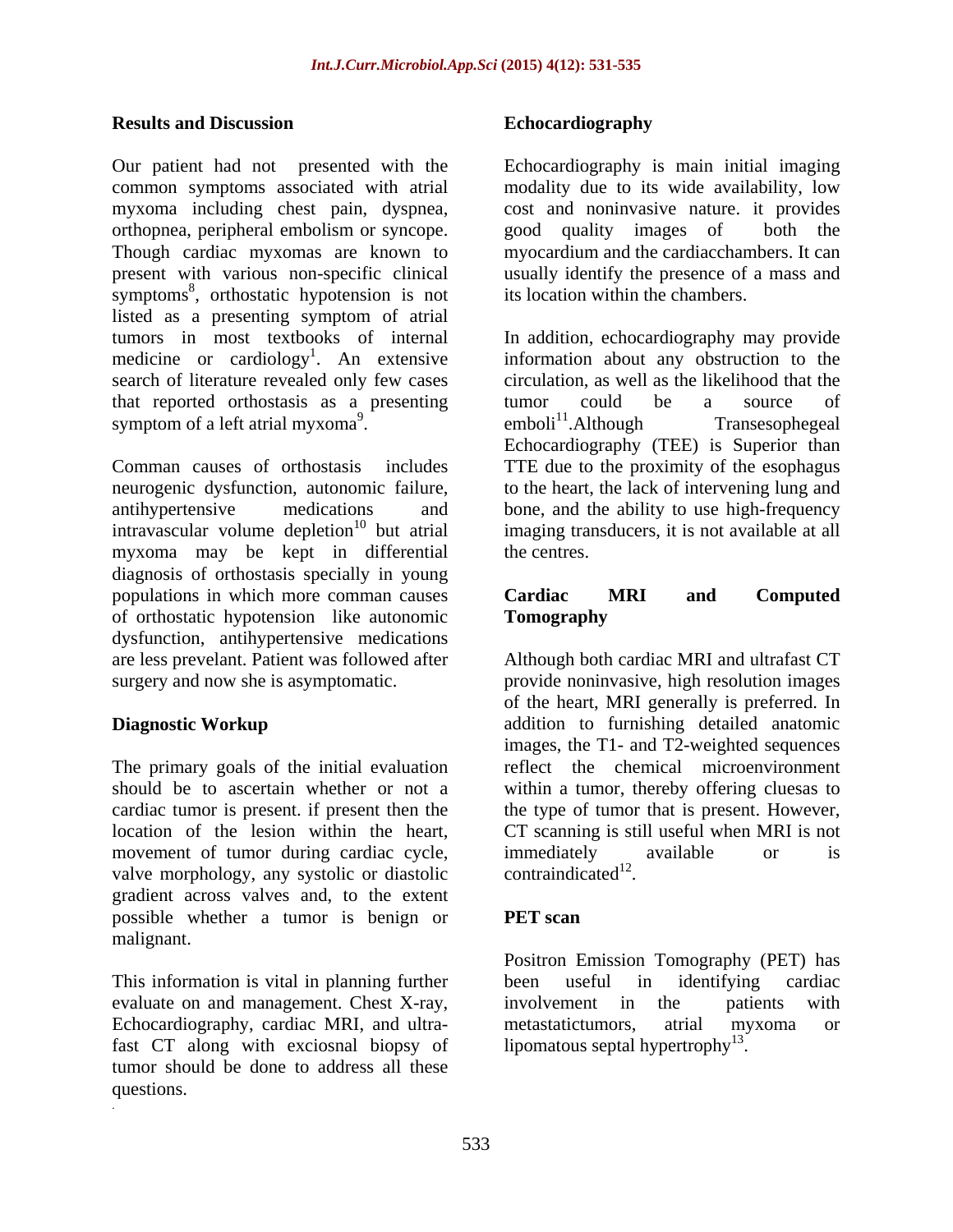## Results and Discussion

Our patient had not presented with the common symptoms associated with atrial myxoma including chest pain, dyspnea, orthopnea, peripheral embolism or syncope. Though cardiac myxomas are known to present with various non-specific clinical symptoms[8], orthostatic hypotension is not listed as a presenting symptom of atrial tumors in most textbooks of internal medicine or cardiology[1]. An extensive search of literature revealed only few cases that reported orthostasis as a presenting symptom of a left atrial myxoma[9].

Comman causes of orthostasis includes neurogenic dysfunction, autonomic failure, antihypertensive medications and intravascular volume depletion[10] but atrial myxoma may be kept in differential diagnosis of orthostasis specially in young populations in which more comman causes of orthostatic hypotension like autonomic dysfunction, antihypertensive medications are less prevelant. Patient was followed after surgery and now she is asymptomatic.

## Diagnostic Workup

The primary goals of the initial evaluation should be to ascertain whether or not a cardiac tumor is present. if present then the location of the lesion within the heart, movement of tumor during cardiac cycle, valve morphology, any systolic or diastolic gradient across valves and, to the extent possible whether a tumor is benign or malignant.

This information is vital in planning further evaluate on and management. Chest X-ray, Echocardiography, cardiac MRI, and ultra-fast CT along with exciosnal biopsy of tumor should be done to address all these questions.

## Echocardiography

Echocardiography is main initial imaging modality due to its wide availability, low cost and noninvasive nature. it provides good quality images of both the myocardium and the cardiacchambers. It can usually identify the presence of a mass and its location within the chambers.

In addition, echocardiography may provide information about any obstruction to the circulation, as well as the likelihood that the tumor could be a source of emboli[11].Although Transesophegeal Echocardiography (TEE) is Superior than TTE due to the proximity of the esophagus to the heart, the lack of intervening lung and bone, and the ability to use high-frequency imaging transducers, it is not available at all the centres.

## Cardiac MRI and Computed Tomography

Although both cardiac MRI and ultrafast CT provide noninvasive, high resolution images of the heart, MRI generally is preferred. In addition to furnishing detailed anatomic images, the T1- and T2-weighted sequences reflect the chemical microenvironment within a tumor, thereby offering cluesas to the type of tumor that is present. However, CT scanning is still useful when MRI is not immediately available or is contraindicated[12].

## PET scan

Positron Emission Tomography (PET) has been useful in identifying cardiac involvement in the patients with metastatictumors, atrial myxoma or lipomatous septal hypertrophy[13].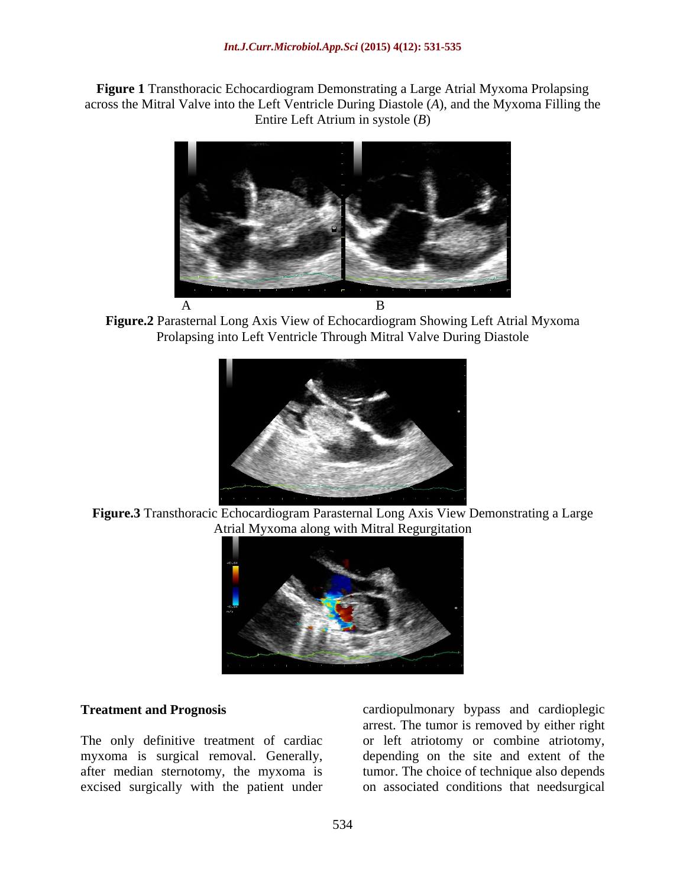**Figure 1** Transthoracic Echocardiogram Demonstrating a Large Atrial Myxoma Prolapsing across the Mitral Valve into the Left Ventricle During Diastole (*A*), and the Myxoma Filling the Entire Left Atrium in systole (*B*)

A B

**Figure.2** Parasternal Long Axis View of Echocardiogram Showing Left Atrial Myxoma Prolapsing into Left Ventricle Through Mitral Valve During Diastole

**Figure.3** Transthoracic Echocardiogram Parasternal Long Axis View Demonstrating a Large Atrial Myxoma along with Mitral Regurgitation

### Treatment and Prognosis

The only definitive treatment of cardiac myxoma is surgical removal. Generally, after median sternotomy, the myxoma is excised surgically with the patient under cardiopulmonary bypass and cardioplegic arrest. The tumor is removed by either right or left atriotomy or combine atriotomy, depending on the site and extent of the tumor. The choice of technique also depends on associated conditions that needsurgical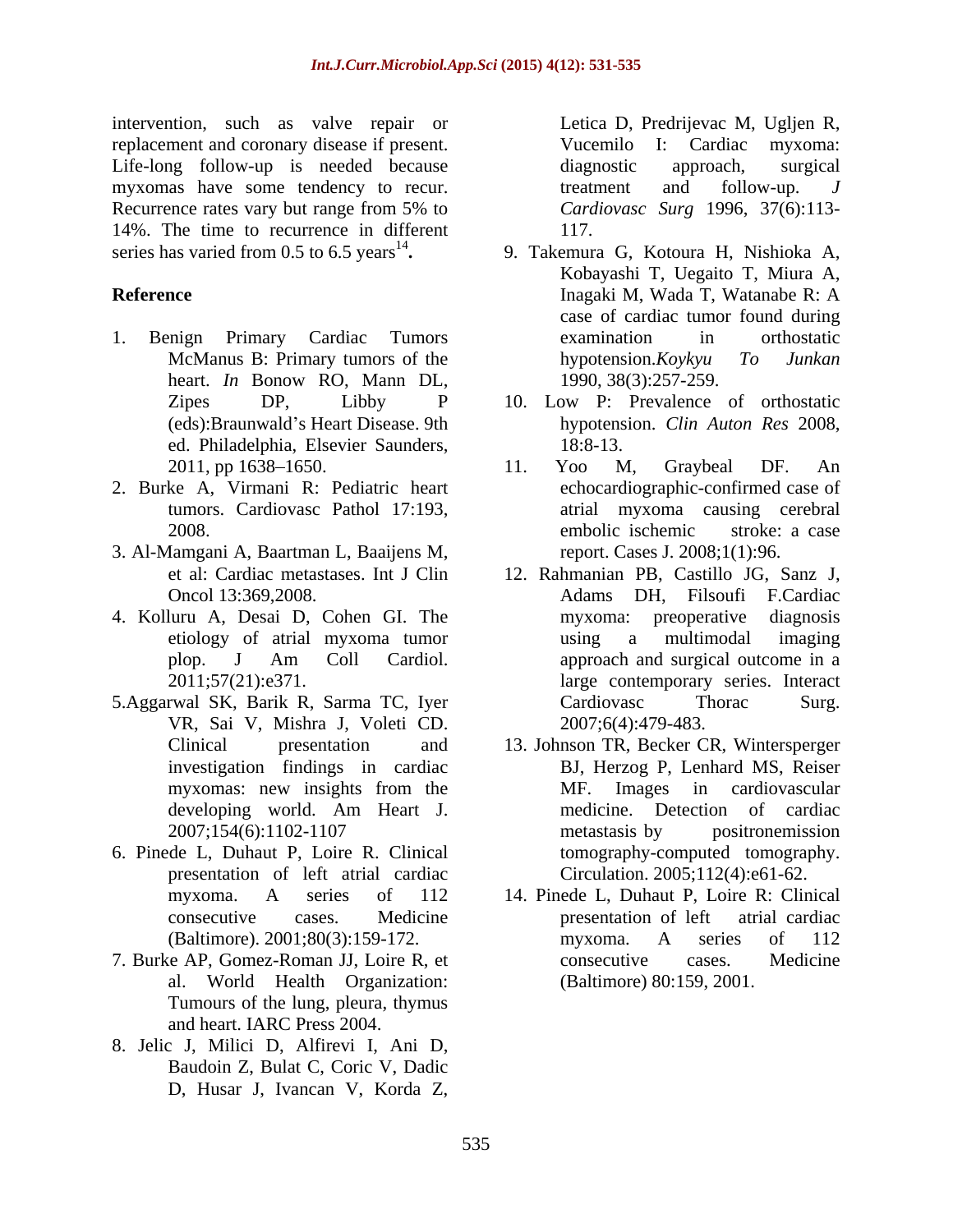intervention, such as valve repair or replacement and coronary disease if present. Life-long follow-up is needed because myxomas have some tendency to recur. Recurrence rates vary but range from 5% to 14%. The time to recurrence in different series has varied from 0.5 to 6.5 years[14].

## Reference

1. Benign Primary Cardiac Tumors McManus B: Primary tumors of the heart. *In* Bonow RO, Mann DL, Zipes DP, Libby P (eds):Braunwald's Heart Disease. 9th ed. Philadelphia, Elsevier Saunders, 2011, pp 1638–1650.
2. Burke A, Virmani R: Pediatric heart tumors. Cardiovasc Pathol 17:193, 2008.
3. Al-Mamgani A, Baartman L, Baaijens M, et al: Cardiac metastases. Int J Clin Oncol 13:369,2008.
4. Kolluru A, Desai D, Cohen GI. The etiology of atrial myxoma tumor plop. J Am Coll Cardiol. 2011;57(21):e371.
5. Aggarwal SK, Barik R, Sarma TC, Iyer VR, Sai V, Mishra J, Voleti CD. Clinical presentation and investigation findings in cardiac myxomas: new insights from the developing world. Am Heart J. 2007;154(6):1102-1107
6. Pinede L, Duhaut P, Loire R. Clinical presentation of left atrial cardiac myxoma. A series of 112 consecutive cases. Medicine (Baltimore). 2001;80(3):159-172.
7. Burke AP, Gomez-Roman JJ, Loire R, et al. World Health Organization: Tumours of the lung, pleura, thymus and heart. IARC Press 2004.
8. Jelic J, Milici D, Alfirevi I, Ani D, Baudoin Z, Bulat C, Coric V, Dadic D, Husar J, Ivancan V, Korda Z, Letica D, Predrijevac M, Ugljen R, Vucemilo I: Cardiac myxoma: diagnostic approach, surgical treatment and follow-up. *J Cardiovasc Surg* 1996, 37(6):113-117.
9. Takemura G, Kotoura H, Nishioka A, Kobayashi T, Uegaito T, Miura A, Inagaki M, Wada T, Watanabe R: A case of cardiac tumor found during examination in orthostatic hypotension.*Koykyu To Junkan* 1990, 38(3):257-259.
10. Low P: Prevalence of orthostatic hypotension. *Clin Auton Res* 2008, 18:8-13.
11. Yoo M, Graybeal DF. An echocardiographic-confirmed case of atrial myxoma causing cerebral embolic ischemic stroke: a case report. Cases J. 2008;1(1):96.
12. Rahmanian PB, Castillo JG, Sanz J, Adams DH, Filsoufi F.Cardiac myxoma: preoperative diagnosis using a multimodal imaging approach and surgical outcome in a large contemporary series. Interact Cardiovasc Thorac Surg. 2007;6(4):479-483.
13. Johnson TR, Becker CR, Wintersperger BJ, Herzog P, Lenhard MS, Reiser MF. Images in cardiovascular medicine. Detection of cardiac metastasis by positronemission tomography-computed tomography. Circulation. 2005;112(4):e61-62.
14. Pinede L, Duhaut P, Loire R: Clinical presentation of left atrial cardiac myxoma. A series of 112 consecutive cases. Medicine (Baltimore) 80:159, 2001.